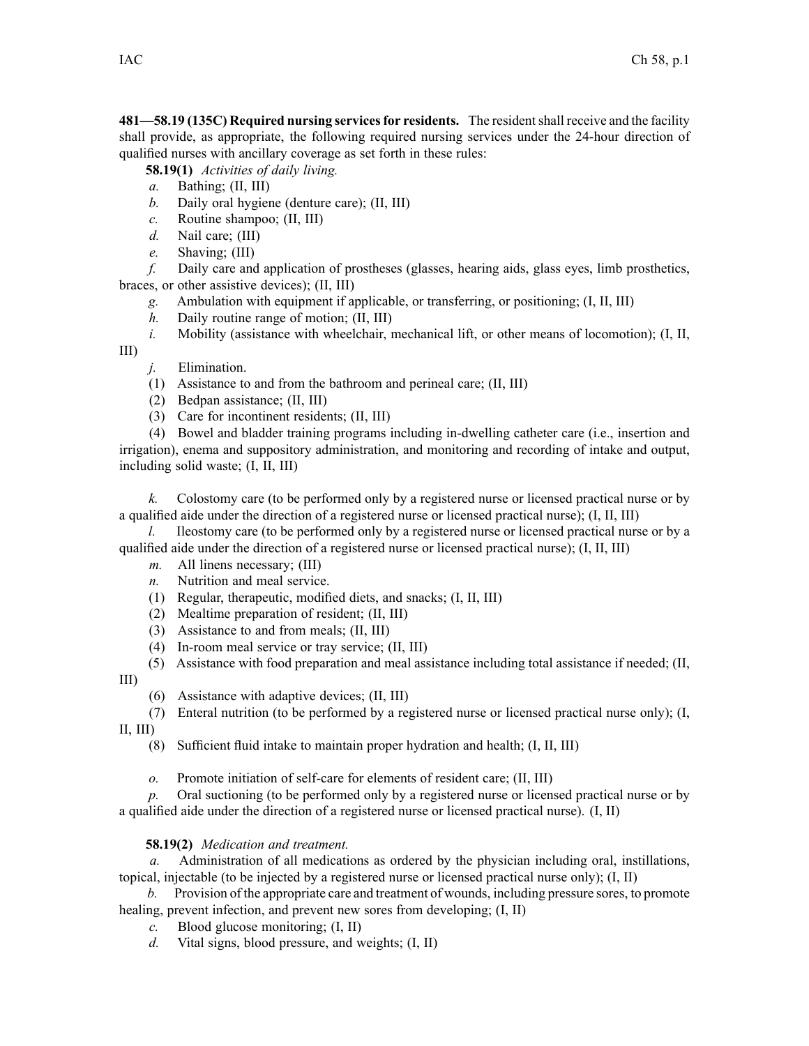**481—58.19 (135C) Required nursing services for residents.** The resident shall receive and the facility shall provide, as appropriate, the following required nursing services under the 24-hour direction of qualified nurses with ancillary coverage as set forth in these rules:

**58.19(1)** *Activities of daily living.*

*a.* Bathing; (II, III)

*b.* Daily oral hygiene (denture care); (II, III)

*c.* Routine shampoo; (II, III)

*d.* Nail care; (III)

*e.* Shaving; (III)

*f.* Daily care and application of prostheses (glasses, hearing aids, glass eyes, limb prosthetics, braces, or other assistive devices); (II, III)

*g.* Ambulation with equipment if applicable, or transferring, or positioning; (I, II, III)

*h.* Daily routine range of motion; (II, III)

*i.* Mobility (assistance with wheelchair, mechanical lift, or other means of locomotion); (I, II, III)

*j.* Elimination.

(1) Assistance to and from the bathroom and perineal care; (II, III)

(2) Bedpan assistance; (II, III)

(3) Care for incontinent residents; (II, III)

(4) Bowel and bladder training programs including in-dwelling catheter care (i.e., insertion and irrigation), enema and suppository administration, and monitoring and recording of intake and output, including solid waste; (I, II, III)

*k.* Colostomy care (to be performed only by a registered nurse or licensed practical nurse or by a qualified aide under the direction of a registered nurse or licensed practical nurse); (I, II, III)

*l.* Ileostomy care (to be performed only by a registered nurse or licensed practical nurse or by a qualified aide under the direction of a registered nurse or licensed practical nurse); (I, II, III)

*m.* All linens necessary; (III)

*n.* Nutrition and meal service.

(1) Regular, therapeutic, modified diets, and snacks; (I, II, III)

(2) Mealtime preparation of resident; (II, III)

(3) Assistance to and from meals; (II, III)

(4) In-room meal service or tray service; (II, III)

(5) Assistance with food preparation and meal assistance including total assistance if needed; (II, III)

(6) Assistance with adaptive devices; (II, III)

(7) Enteral nutrition (to be performed by a registered nurse or licensed practical nurse only); (I, II, III)

(8) Sufficient fluid intake to maintain proper hydration and health; (I, II, III)

*o.* Promote initiation of self-care for elements of resident care; (II, III)

*p.* Oral suctioning (to be performed only by a registered nurse or licensed practical nurse or by a qualified aide under the direction of a registered nurse or licensed practical nurse). (I, II)

**58.19(2)** *Medication and treatment.*

*a.* Administration of all medications as ordered by the physician including oral, instillations, topical, injectable (to be injected by a registered nurse or licensed practical nurse only); (I, II)

*b.* Provision of the appropriate care and treatment of wounds, including pressure sores, to promote healing, prevent infection, and prevent new sores from developing; (I, II)

*c.* Blood glucose monitoring; (I, II)

*d.* Vital signs, blood pressure, and weights; (I, II)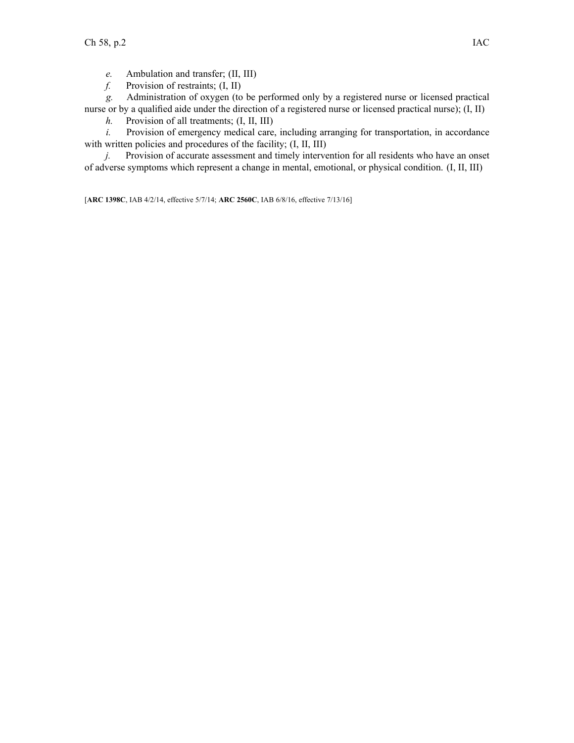*e.* Ambulation and transfer; (II, III)

*f.* Provision of restraints; (I, II)

*g.* Administration of oxygen (to be performed only by a registered nurse or licensed practical nurse or by a qualified aide under the direction of a registered nurse or licensed practical nurse); (I, II)

*h.* Provision of all treatments; (I, II, III)

*i.* Provision of emergency medical care, including arranging for transportation, in accordance with written policies and procedures of the facility; (I, II, III)

*j.* Provision of accurate assessment and timely intervention for all residents who have an onset of adverse symptoms which represent a change in mental, emotional, or physical condition. (I, II, III)

[**ARC 1398C**, IAB 4/2/14, effective 5/7/14; **ARC 2560C**, IAB 6/8/16, effective 7/13/16]